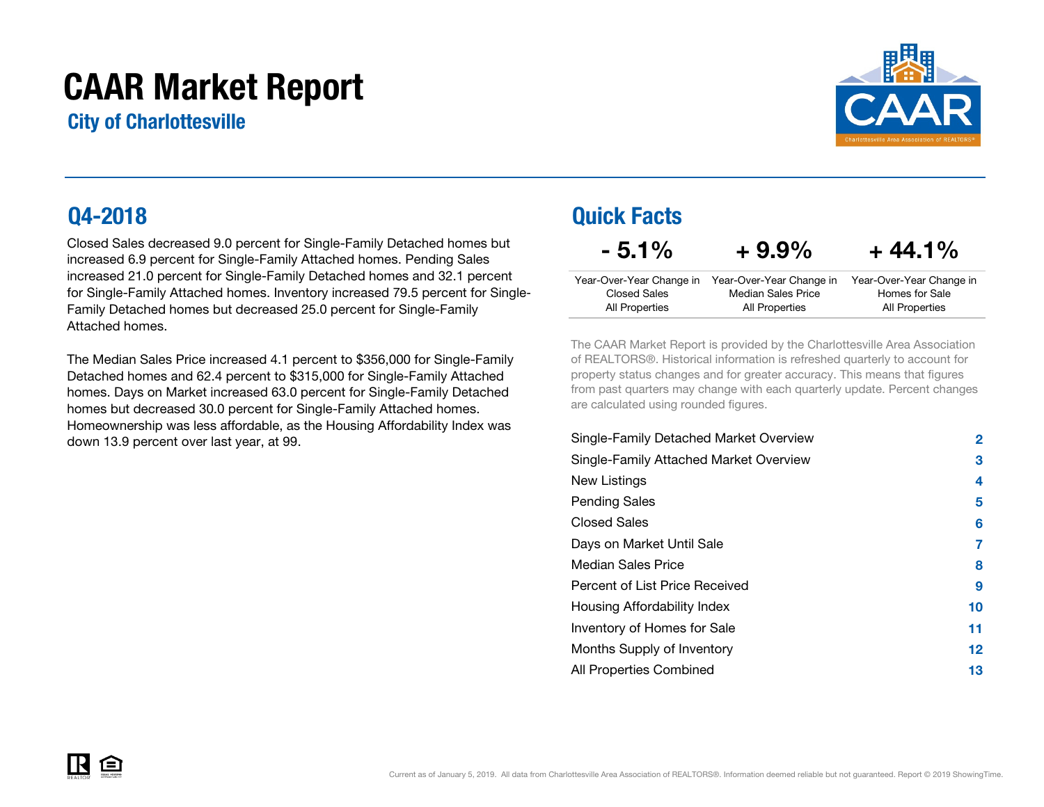# CAAR Market Report

## City of Charlottesville

## Q4-2018

Closed Sales decreased 9.0 percent for Single-Family Detached homes but increased 6.9 percent for Single-Family Attached homes. Pending Sales increased 21.0 percent for Single-Family Detached homes and 32.1 percent for Single-Family Attached homes. Inventory increased 79.5 percent for Single-Family Detached homes but decreased 25.0 percent for Single-Family Attached homes.

The Median Sales Price increased 4.1 percent to $356,000 for Single-Family Detached homes and 62.4 percent to $315,000 for Single-Family Attached homes. Days on Market increased 63.0 percent for Single-Family Detached homes but decreased 30.0 percent for Single-Family Attached homes. Homeownership was less affordable, as the Housing Affordability Index was down 13.9 percent over last year, at 99.

## Quick Facts

| - 5.1% | + 9.9% | + 44.1% |
|---|---|---|
| Year-Over-Year Change in Closed Sales All Properties | Year-Over-Year Change in Median Sales Price All Properties | Year-Over-Year Change in Homes for Sale All Properties |

The CAAR Market Report is provided by the Charlottesville Area Association of REALTORS®. Historical information is refreshed quarterly to account for property status changes and for greater accuracy. This means that figures from past quarters may change with each quarterly update. Percent changes are calculated using rounded figures.

| | |
|---|---|
| Single-Family Detached Market Overview | 2 |
| Single-Family Attached Market Overview | 3 |
| New Listings | 4 |
| Pending Sales | 5 |
| Closed Sales | 6 |
| Days on Market Until Sale | 7 |
| Median Sales Price | 8 |
| Percent of List Price Received | 9 |
| Housing Affordability Index | 10 |
| Inventory of Homes for Sale | 11 |
| Months Supply of Inventory | 12 |
| All Properties Combined | 13 |

Current as of January 5, 2019. All data from Charlottesville Area Association of REALTORS®. Information deemed reliable but not guaranteed. Report © 2019 ShowingTime.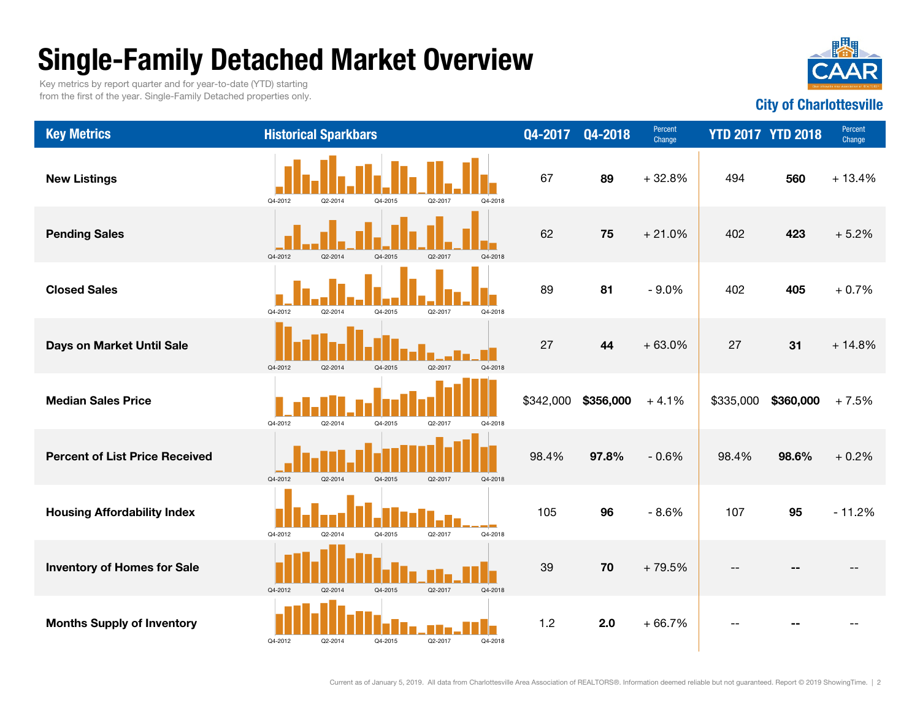# Single-Family Detached Market Overview

Key metrics by report quarter and for year-to-date (YTD) starting from the first of the year. Single-Family Detached properties only.

**City of Charlottesville**

| Key Metrics | Historical Sparkbars | Q4-2017 | Q4-2018 | Percent Change | YTD 2017 | YTD 2018 | Percent Change |
|---|---|---|---|---|---|---|---|
| **New Listings** | Q4-2012 Q2-2014 Q4-2015 Q2-2017 Q4-2018 | 67 | **89** | + 32.8% | 494 | **560** | + 13.4% |
| **Pending Sales** | Q4-2012 Q2-2014 Q4-2015 Q2-2017 Q4-2018 | 62 | **75** | + 21.0% | 402 | **423** | + 5.2% |
| **Closed Sales** | Q4-2012 Q2-2014 Q4-2015 Q2-2017 Q4-2018 | 89 | **81** | - 9.0% | 402 | **405** | + 0.7% |
| **Days on Market Until Sale** | Q4-2012 Q2-2014 Q4-2015 Q2-2017 Q4-2018 | 27 | **44** | + 63.0% | 27 | **31** | + 14.8% |
| **Median Sales Price** | Q4-2012 Q2-2014 Q4-2015 Q2-2017 Q4-2018 | $342,000 | **$356,000** | + 4.1% | $335,000 | **$360,000** | + 7.5% |
| **Percent of List Price Received** | Q4-2012 Q2-2014 Q4-2015 Q2-2017 Q4-2018 | 98.4% | **97.8%** | - 0.6% | 98.4% | **98.6%** | + 0.2% |
| **Housing Affordability Index** | Q4-2012 Q2-2014 Q4-2015 Q2-2017 Q4-2018 | 105 | **96** | - 8.6% | 107 | **95** | - 11.2% |
| **Inventory of Homes for Sale** | Q4-2012 Q2-2014 Q4-2015 Q2-2017 Q4-2018 | 39 | **70** | + 79.5% | -- | **--** | -- |
| **Months Supply of Inventory** | Q4-2012 Q2-2014 Q4-2015 Q2-2017 Q4-2018 | 1.2 | **2.0** | + 66.7% | -- | **--** | -- |

Current as of January 5, 2019. All data from Charlottesville Area Association of REALTORS®. Information deemed reliable but not guaranteed. Report © 2019 ShowingTime.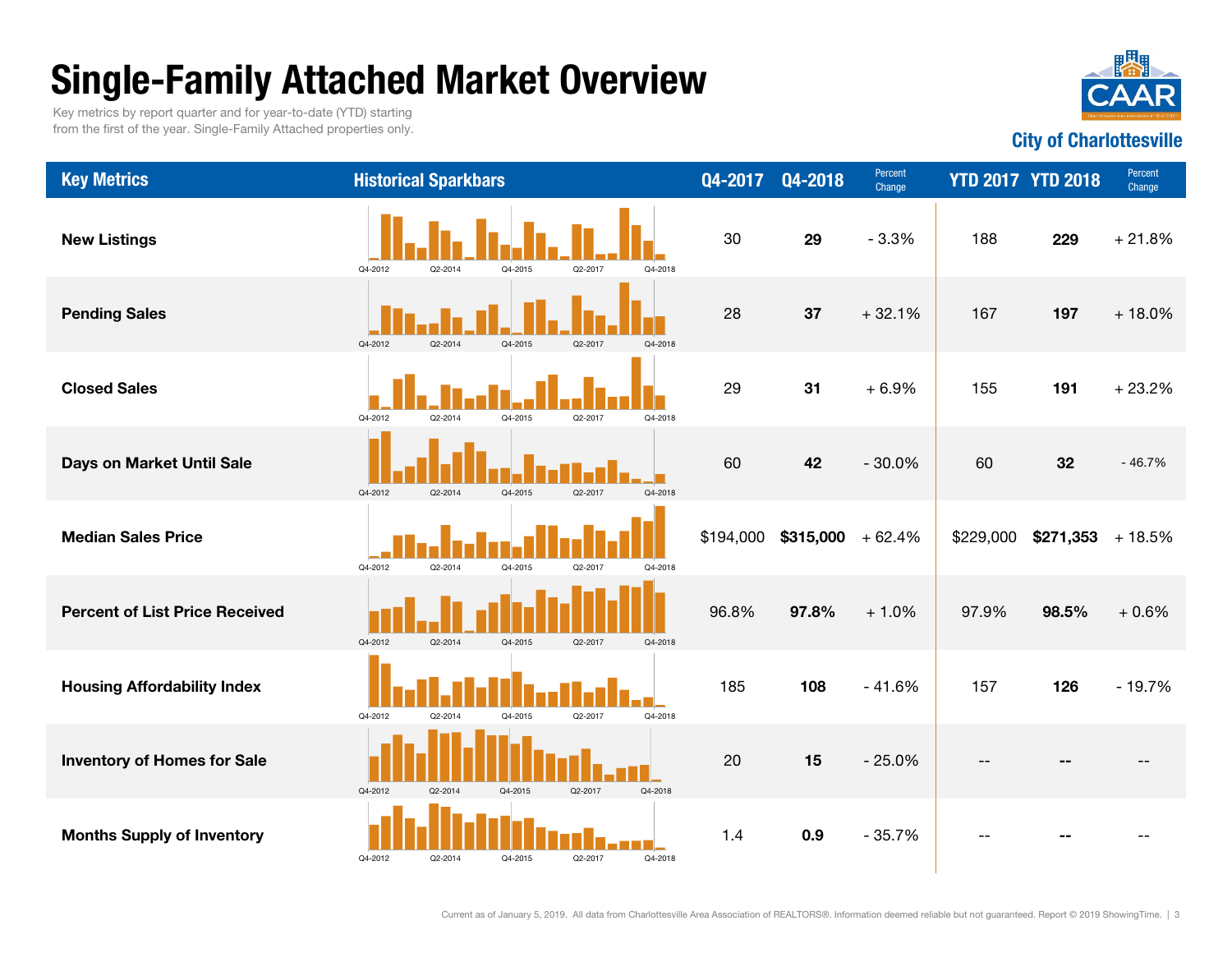# Single-Family Attached Market Overview

Key metrics by report quarter and for year-to-date (YTD) starting from the first of the year. Single-Family Attached properties only.

City of Charlottesville

| Key Metrics | Historical Sparkbars | Q4-2017 | Q4-2018 | Percent Change | YTD 2017 | YTD 2018 | Percent Change |
|---|---|---|---|---|---|---|---|
| New Listings | Q4-2012 Q2-2014 Q4-2015 Q2-2017 Q4-2018 | 30 | **29** | - 3.3% | 188 | **229** | + 21.8% |
| Pending Sales | Q4-2012 Q2-2014 Q4-2015 Q2-2017 Q4-2018 | 28 | **37** | + 32.1% | 167 | **197** | + 18.0% |
| Closed Sales | Q4-2012 Q2-2014 Q4-2015 Q2-2017 Q4-2018 | 29 | **31** | + 6.9% | 155 | **191** | + 23.2% |
| Days on Market Until Sale | Q4-2012 Q2-2014 Q4-2015 Q2-2017 Q4-2018 | 60 | **42** | - 30.0% | 60 | **32** | - 46.7% |
| Median Sales Price | Q4-2012 Q2-2014 Q4-2015 Q2-2017 Q4-2018 | $194,000 | **$315,000** | + 62.4% | $229,000 | **$271,353** | + 18.5% |
| Percent of List Price Received | Q4-2012 Q2-2014 Q4-2015 Q2-2017 Q4-2018 | 96.8% | **97.8%** | + 1.0% | 97.9% | **98.5%** | + 0.6% |
| Housing Affordability Index | Q4-2012 Q2-2014 Q4-2015 Q2-2017 Q4-2018 | 185 | **108** | - 41.6% | 157 | **126** | - 19.7% |
| Inventory of Homes for Sale | Q4-2012 Q2-2014 Q4-2015 Q2-2017 Q4-2018 | 20 | **15** | - 25.0% | -- | **--** | -- |
| Months Supply of Inventory | Q4-2012 Q2-2014 Q4-2015 Q2-2017 Q4-2018 | 1.4 | **0.9** | - 35.7% | -- | **--** | -- |

Current as of January 5, 2019. All data from Charlottesville Area Association of REALTORS®. Information deemed reliable but not guaranteed. Report © 2019 ShowingTime.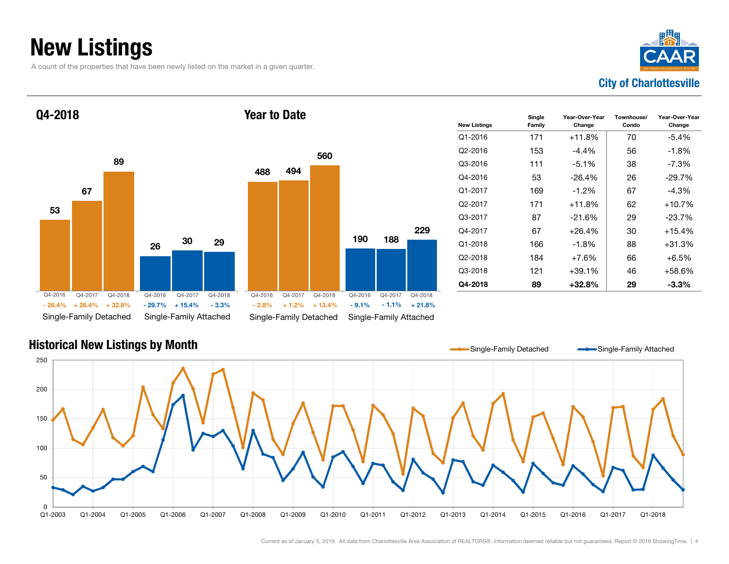# New Listings

A count of the properties that have been newly listed on the market in a given quarter.

City of Charlottesville

## Q4-2018

| | Q4-2016 | Q4-2017 | Q4-2018 |
|---|---|---|---|
| Single-Family Detached | 53 | 67 | 89 |
| Change | - 26.4% | + 26.4% | + 32.8% |
| Single-Family Attached | 26 | 30 | 29 |
| Change | - 29.7% | + 15.4% | - 3.3% |

## Year to Date

| | Q4-2016 | Q4-2017 | Q4-2018 |
|---|---|---|---|
| Single-Family Detached | 488 | 494 | 560 |
| Change | - 2.8% | + 1.2% | + 13.4% |
| Single-Family Attached | 190 | 188 | 229 |
| Change | - 9.1% | - 1.1% | + 21.8% |

| New Listings | Single Family | Year-Over-Year Change | Townhouse/ Condo | Year-Over-Year Change |
|---|---|---|---|---|
| Q1-2016 | 171 | +11.8% | 70 | -5.4% |
| Q2-2016 | 153 | -4.4% | 56 | -1.8% |
| Q3-2016 | 111 | -5.1% | 38 | -7.3% |
| Q4-2016 | 53 | -26.4% | 26 | -29.7% |
| Q1-2017 | 169 | -1.2% | 67 | -4.3% |
| Q2-2017 | 171 | +11.8% | 62 | +10.7% |
| Q3-2017 | 87 | -21.6% | 29 | -23.7% |
| Q4-2017 | 67 | +26.4% | 30 | +15.4% |
| Q1-2018 | 166 | -1.8% | 88 | +31.3% |
| Q2-2018 | 184 | +7.6% | 66 | +6.5% |
| Q3-2018 | 121 | +39.1% | 46 | +58.6% |
| **Q4-2018** | **89** | **+32.8%** | **29** | **-3.3%** |

## Historical New Listings by Month

Single-Family Detached — Single-Family Attached

Current as of January 5, 2019. All data from Charlottesville Area Association of REALTORS®. Information deemed reliable but not guaranteed. Report © 2019 ShowingTime.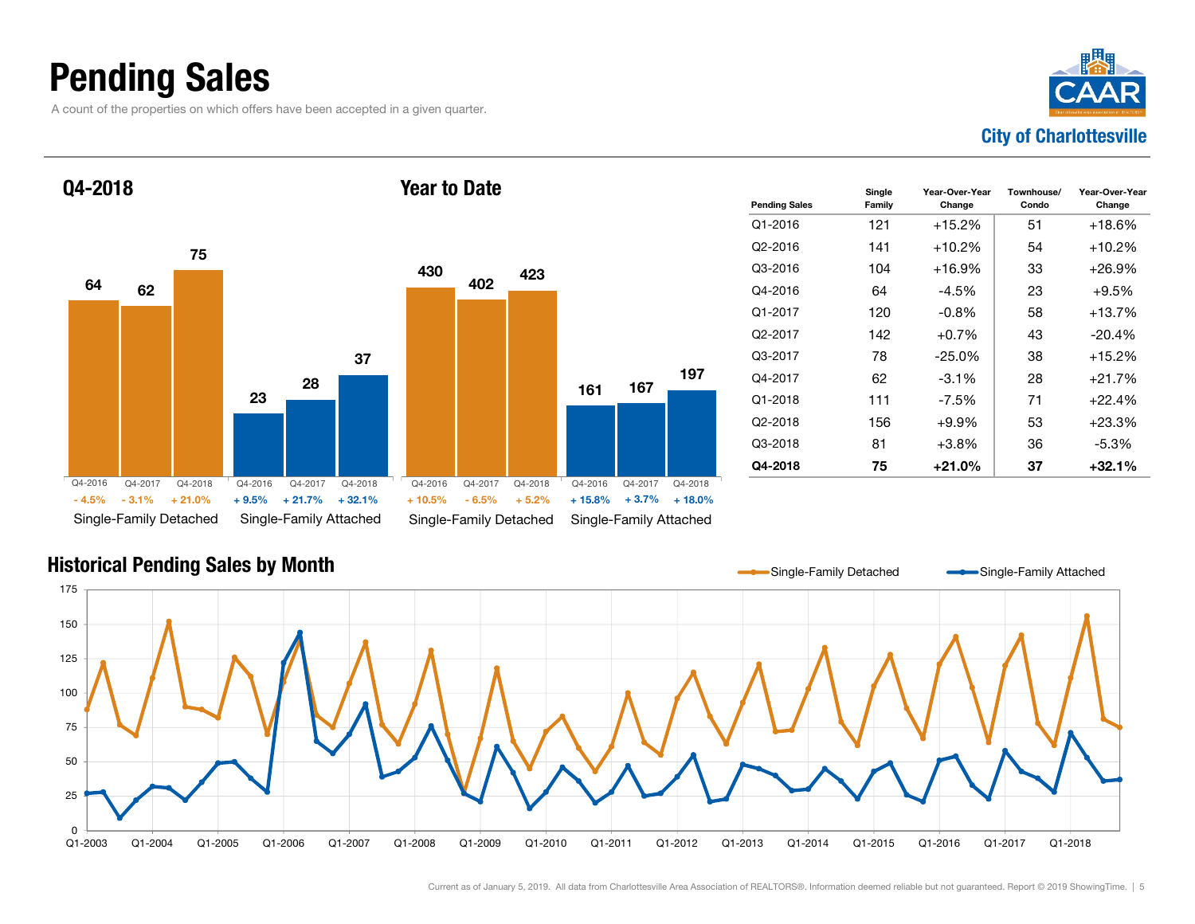# Pending Sales

A count of the properties on which offers have been accepted in a given quarter.

City of Charlottesville

## Q4-2018

| | Q4-2016 | Q4-2017 | Q4-2018 |
|---|---|---|---|
| Single-Family Detached | 64 | 62 | 75 |
| | - 4.5% | - 3.1% | + 21.0% |
| Single-Family Attached | 23 | 28 | 37 |
| | + 9.5% | + 21.7% | + 32.1% |

## Year to Date

| | Q4-2016 | Q4-2017 | Q4-2018 |
|---|---|---|---|
| Single-Family Detached | 430 | 402 | 423 |
| | + 10.5% | - 6.5% | + 5.2% |
| Single-Family Attached | 161 | 167 | 197 |
| | + 15.8% | + 3.7% | + 18.0% |

| Pending Sales | Single Family | Year-Over-Year Change | Townhouse/ Condo | Year-Over-Year Change |
|---|---|---|---|---|
| Q1-2016 | 121 | +15.2% | 51 | +18.6% |
| Q2-2016 | 141 | +10.2% | 54 | +10.2% |
| Q3-2016 | 104 | +16.9% | 33 | +26.9% |
| Q4-2016 | 64 | -4.5% | 23 | +9.5% |
| Q1-2017 | 120 | -0.8% | 58 | +13.7% |
| Q2-2017 | 142 | +0.7% | 43 | -20.4% |
| Q3-2017 | 78 | -25.0% | 38 | +15.2% |
| Q4-2017 | 62 | -3.1% | 28 | +21.7% |
| Q1-2018 | 111 | -7.5% | 71 | +22.4% |
| Q2-2018 | 156 | +9.9% | 53 | +23.3% |
| Q3-2018 | 81 | +3.8% | 36 | -5.3% |
| **Q4-2018** | **75** | **+21.0%** | **37** | **+32.1%** |

## Historical Pending Sales by Month

Single-Family Detached — Single-Family Attached

Current as of January 5, 2019. All data from Charlottesville Area Association of REALTORS®. Information deemed reliable but not guaranteed. Report © 2019 ShowingTime.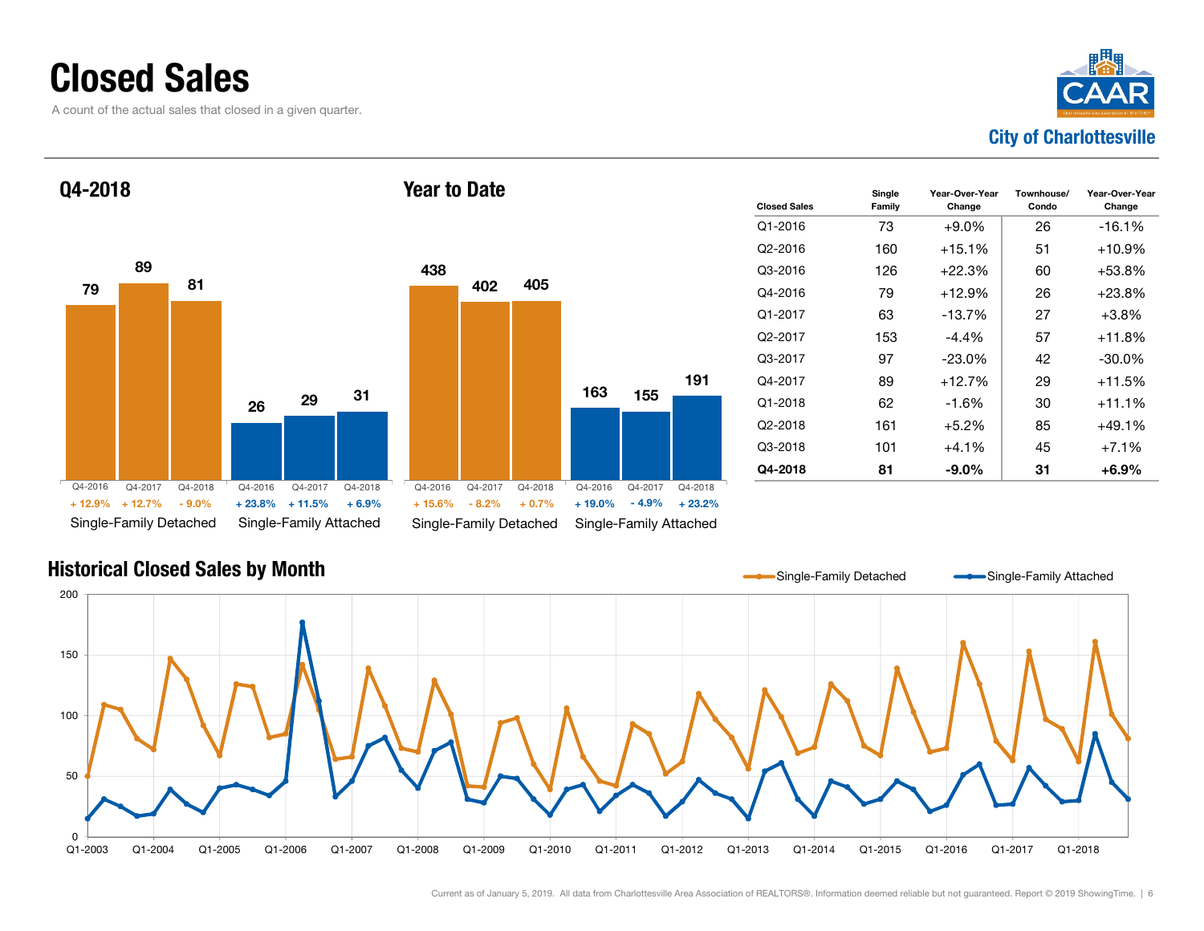# Closed Sales

A count of the actual sales that closed in a given quarter.

City of Charlottesville

## Q4-2018

| | Q4-2016 | Q4-2017 | Q4-2018 |
|---|---|---|---|
| Single-Family Detached | 79 | 89 | 81 |
| Change | + 12.9% | + 12.7% | - 9.0% |
| Single-Family Attached | 26 | 29 | 31 |
| Change | + 23.8% | + 11.5% | + 6.9% |

## Year to Date

| | Q4-2016 | Q4-2017 | Q4-2018 |
|---|---|---|---|
| Single-Family Detached | 438 | 402 | 405 |
| Change | + 15.6% | - 8.2% | + 0.7% |
| Single-Family Attached | 163 | 155 | 191 |
| Change | + 19.0% | - 4.9% | + 23.2% |

| Closed Sales | Single Family | Year-Over-Year Change | Townhouse/ Condo | Year-Over-Year Change |
|---|---|---|---|---|
| Q1-2016 | 73 | +9.0% | 26 | -16.1% |
| Q2-2016 | 160 | +15.1% | 51 | +10.9% |
| Q3-2016 | 126 | +22.3% | 60 | +53.8% |
| Q4-2016 | 79 | +12.9% | 26 | +23.8% |
| Q1-2017 | 63 | -13.7% | 27 | +3.8% |
| Q2-2017 | 153 | -4.4% | 57 | +11.8% |
| Q3-2017 | 97 | -23.0% | 42 | -30.0% |
| Q4-2017 | 89 | +12.7% | 29 | +11.5% |
| Q1-2018 | 62 | -1.6% | 30 | +11.1% |
| Q2-2018 | 161 | +5.2% | 85 | +49.1% |
| Q3-2018 | 101 | +4.1% | 45 | +7.1% |
| **Q4-2018** | **81** | **-9.0%** | **31** | **+6.9%** |

## Historical Closed Sales by Month

Single-Family Detached — Single-Family Attached

Current as of January 5, 2019. All data from Charlottesville Area Association of REALTORS®. Information deemed reliable but not guaranteed. Report © 2019 ShowingTime.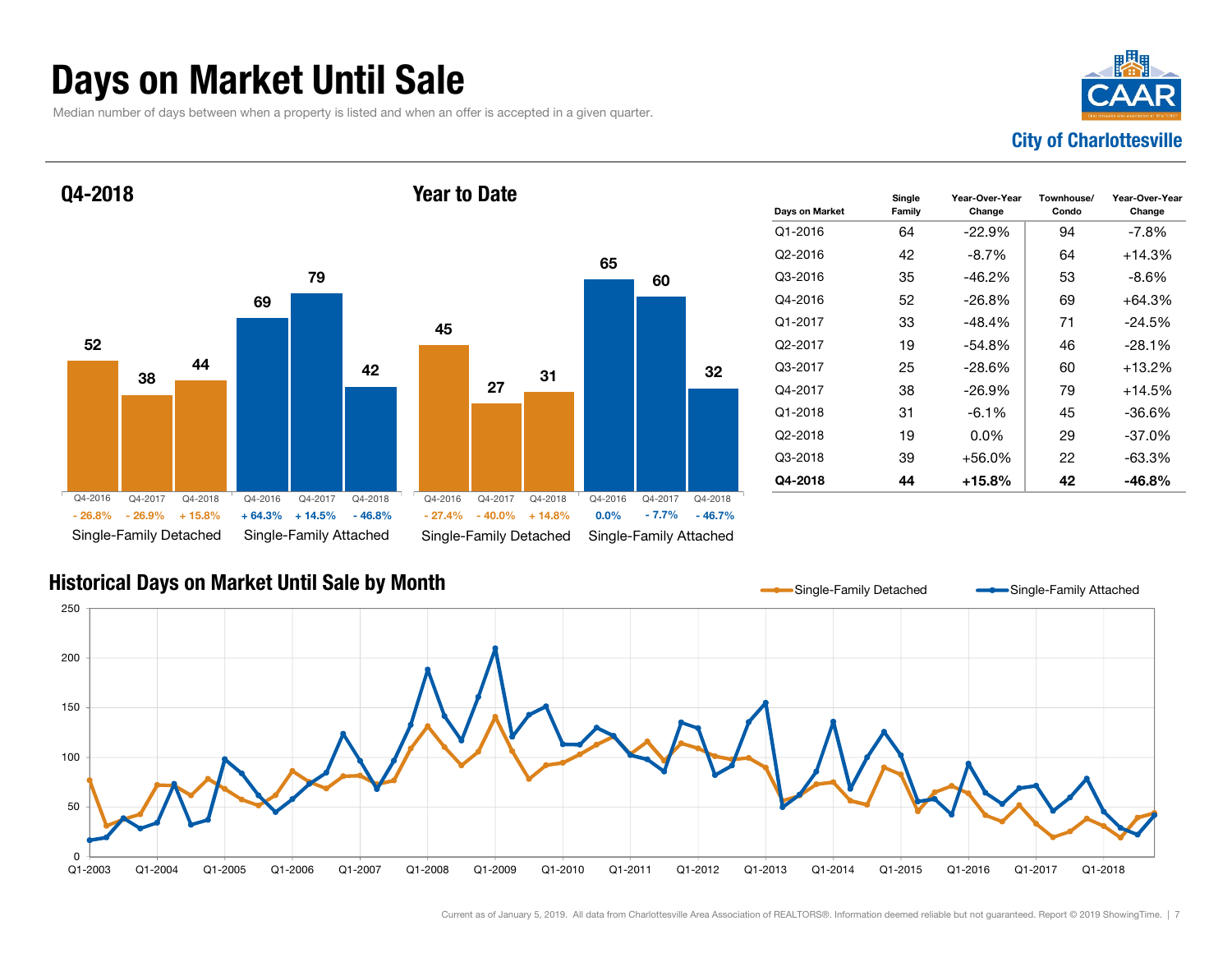# Days on Market Until Sale

Median number of days between when a property is listed and when an offer is accepted in a given quarter.

City of Charlottesville

## Q4-2018

| | Q4-2016 | Q4-2017 | Q4-2018 |
|---|---|---|---|
| Single-Family Detached | 52 | 38 | 44 |
| Change | - 26.8% | - 26.9% | + 15.8% |
| Single-Family Attached | 69 | 79 | 42 |
| Change | + 64.3% | + 14.5% | - 46.8% |

## Year to Date

| | Q4-2016 | Q4-2017 | Q4-2018 |
|---|---|---|---|
| Single-Family Detached | 45 | 27 | 31 |
| Change | - 27.4% | - 40.0% | + 14.8% |
| Single-Family Attached | 65 | 60 | 32 |
| Change | 0.0% | - 7.7% | - 46.7% |

| Days on Market | Single Family | Year-Over-Year Change | Townhouse/ Condo | Year-Over-Year Change |
|---|---|---|---|---|
| Q1-2016 | 64 | -22.9% | 94 | -7.8% |
| Q2-2016 | 42 | -8.7% | 64 | +14.3% |
| Q3-2016 | 35 | -46.2% | 53 | -8.6% |
| Q4-2016 | 52 | -26.8% | 69 | +64.3% |
| Q1-2017 | 33 | -48.4% | 71 | -24.5% |
| Q2-2017 | 19 | -54.8% | 46 | -28.1% |
| Q3-2017 | 25 | -28.6% | 60 | +13.2% |
| Q4-2017 | 38 | -26.9% | 79 | +14.5% |
| Q1-2018 | 31 | -6.1% | 45 | -36.6% |
| Q2-2018 | 19 | 0.0% | 29 | -37.0% |
| Q3-2018 | 39 | +56.0% | 22 | -63.3% |
| **Q4-2018** | **44** | **+15.8%** | **42** | **-46.8%** |

## Historical Days on Market Until Sale by Month

Current as of January 5, 2019. All data from Charlottesville Area Association of REALTORS®. Information deemed reliable but not guaranteed. Report © 2019 ShowingTime.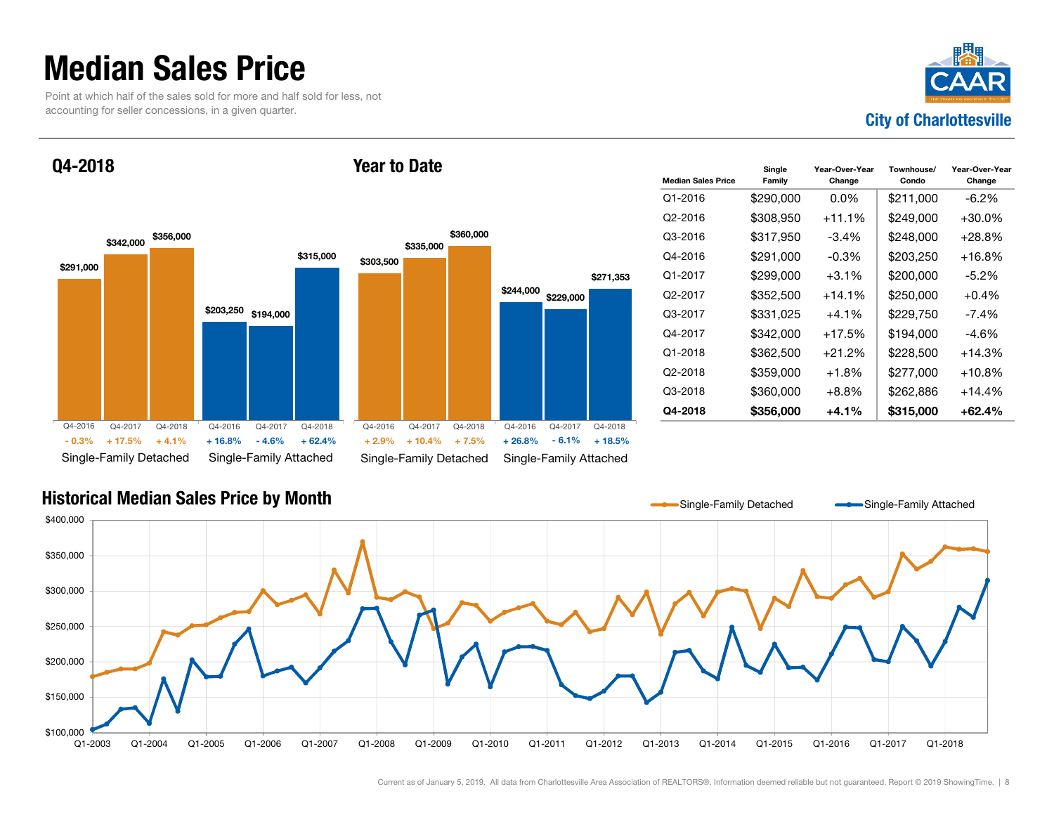# Median Sales Price

Point at which half of the sales sold for more and half sold for less, not accounting for seller concessions, in a given quarter.

City of Charlottesville

## Q4-2018

| | Q4-2016 | Q4-2017 | Q4-2018 |
|---|---|---|---|
| Single-Family Detached | $291,000 | $342,000 | $356,000 |
| Change | - 0.3% | + 17.5% | + 4.1% |
| Single-Family Attached | $203,250 | $194,000 | $315,000 |
| Change | + 16.8% | - 4.6% | + 62.4% |

## Year to Date

| | Q4-2016 | Q4-2017 | Q4-2018 |
|---|---|---|---|
| Single-Family Detached | $303,500 | $335,000 | $360,000 |
| Change | + 2.9% | + 10.4% | + 7.5% |
| Single-Family Attached | $244,000 | $229,000 | $271,353 |
| Change | + 26.8% | - 6.1% | + 18.5% |

| Median Sales Price | Single Family | Year-Over-Year Change | Townhouse/ Condo | Year-Over-Year Change |
|---|---|---|---|---|
| Q1-2016 | $290,000 | 0.0% | $211,000 | -6.2% |
| Q2-2016 | $308,950 | +11.1% | $249,000 | +30.0% |
| Q3-2016 | $317,950 | -3.4% | $248,000 | +28.8% |
| Q4-2016 | $291,000 | -0.3% | $203,250 | +16.8% |
| Q1-2017 | $299,000 | +3.1% | $200,000 | -5.2% |
| Q2-2017 | $352,500 | +14.1% | $250,000 | +0.4% |
| Q3-2017 | $331,025 | +4.1% | $229,750 | -7.4% |
| Q4-2017 | $342,000 | +17.5% | $194,000 | -4.6% |
| Q1-2018 | $362,500 | +21.2% | $228,500 | +14.3% |
| Q2-2018 | $359,000 | +1.8% | $277,000 | +10.8% |
| Q3-2018 | $360,000 | +8.8% | $262,886 | +14.4% |
| **Q4-2018** | **$356,000** | **+4.1%** | **$315,000** | **+62.4%** |

## Historical Median Sales Price by Month

Single-Family Detached — Single-Family Attached

Current as of January 5, 2019. All data from Charlottesville Area Association of REALTORS®. Information deemed reliable but not guaranteed. Report © 2019 ShowingTime.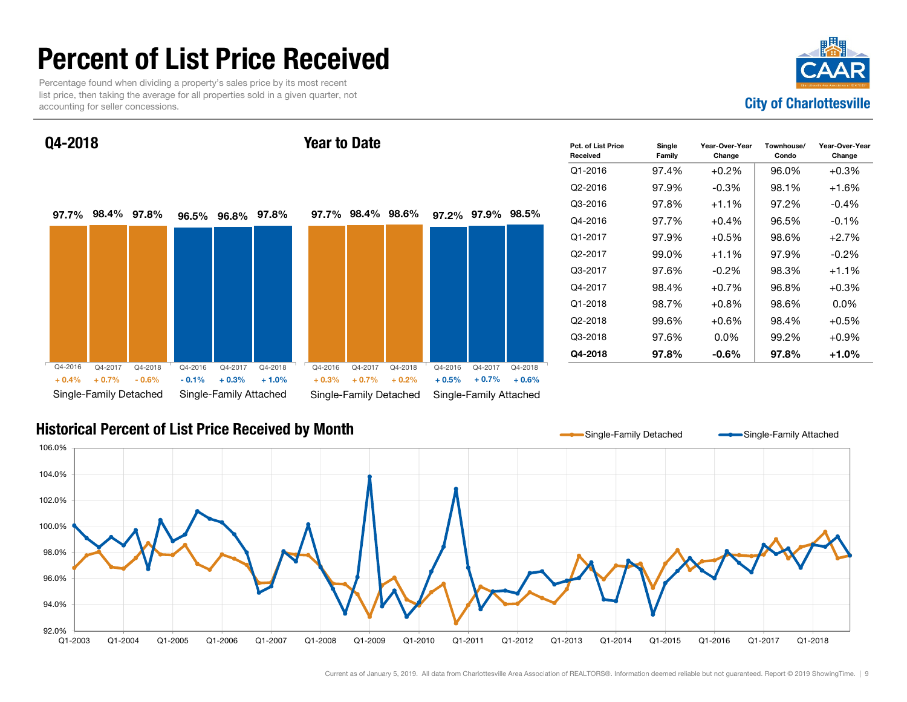# Percent of List Price Received

Percentage found when dividing a property's sales price by its most recent list price, then taking the average for all properties sold in a given quarter, not accounting for seller concessions.

CAAR
City of Charlottesville

## Q4-2018

| | Q4-2016 | Q4-2017 | Q4-2018 |
|---|---|---|---|
| Single-Family Detached | 97.7% | 98.4% | 97.8% |
| Change | + 0.4% | + 0.7% | - 0.6% |
| Single-Family Attached | 96.5% | 96.8% | 97.8% |
| Change | - 0.1% | + 0.3% | + 1.0% |

## Year to Date

| | Q4-2016 | Q4-2017 | Q4-2018 |
|---|---|---|---|
| Single-Family Detached | 97.7% | 98.4% | 98.6% |
| Change | + 0.3% | + 0.7% | + 0.2% |
| Single-Family Attached | 97.2% | 97.9% | 98.5% |
| Change | + 0.5% | + 0.7% | + 0.6% |

| Pct. of List Price Received | Single Family | Year-Over-Year Change | Townhouse/ Condo | Year-Over-Year Change |
|---|---|---|---|---|
| Q1-2016 | 97.4% | +0.2% | 96.0% | +0.3% |
| Q2-2016 | 97.9% | -0.3% | 98.1% | +1.6% |
| Q3-2016 | 97.8% | +1.1% | 97.2% | -0.4% |
| Q4-2016 | 97.7% | +0.4% | 96.5% | -0.1% |
| Q1-2017 | 97.9% | +0.5% | 98.6% | +2.7% |
| Q2-2017 | 99.0% | +1.1% | 97.9% | -0.2% |
| Q3-2017 | 97.6% | -0.2% | 98.3% | +1.1% |
| Q4-2017 | 98.4% | +0.7% | 96.8% | +0.3% |
| Q1-2018 | 98.7% | +0.8% | 98.6% | 0.0% |
| Q2-2018 | 99.6% | +0.6% | 98.4% | +0.5% |
| Q3-2018 | 97.6% | 0.0% | 99.2% | +0.9% |
| **Q4-2018** | **97.8%** | **-0.6%** | **97.8%** | **+1.0%** |

## Historical Percent of List Price Received by Month

Single-Family Detached — Single-Family Attached

Current as of January 5, 2019. All data from Charlottesville Area Association of REALTORS®. Information deemed reliable but not guaranteed. Report © 2019 ShowingTime.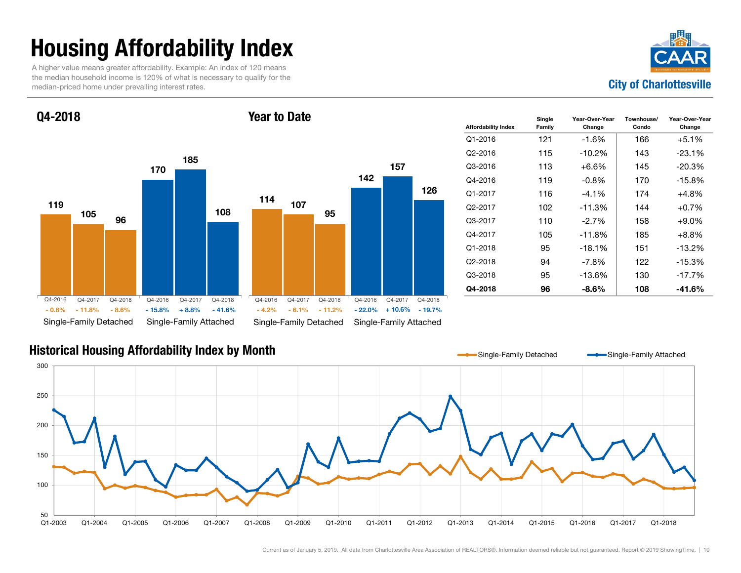# Housing Affordability Index

A higher value means greater affordability. Example: An index of 120 means the median household income is 120% of what is necessary to qualify for the median-priced home under prevailing interest rates.

City of Charlottesville

## Q4-2018

| | Q4-2016 | Q4-2017 | Q4-2018 |
|---|---|---|---|
| Single-Family Detached | 119 | 105 | 96 |
| Change | - 0.8% | - 11.8% | - 8.6% |
| Single-Family Attached | 170 | 185 | 108 |
| Change | - 15.8% | + 8.8% | - 41.6% |

## Year to Date

| | Q4-2016 | Q4-2017 | Q4-2018 |
|---|---|---|---|
| Single-Family Detached | 114 | 107 | 95 |
| Change | - 4.2% | - 6.1% | - 11.2% |
| Single-Family Attached | 142 | 157 | 126 |
| Change | - 22.0% | + 10.6% | - 19.7% |

| Affordability Index | Single Family | Year-Over-Year Change | Townhouse/ Condo | Year-Over-Year Change |
|---|---|---|---|---|
| Q1-2016 | 121 | -1.6% | 166 | +5.1% |
| Q2-2016 | 115 | -10.2% | 143 | -23.1% |
| Q3-2016 | 113 | +6.6% | 145 | -20.3% |
| Q4-2016 | 119 | -0.8% | 170 | -15.8% |
| Q1-2017 | 116 | -4.1% | 174 | +4.8% |
| Q2-2017 | 102 | -11.3% | 144 | +0.7% |
| Q3-2017 | 110 | -2.7% | 158 | +9.0% |
| Q4-2017 | 105 | -11.8% | 185 | +8.8% |
| Q1-2018 | 95 | -18.1% | 151 | -13.2% |
| Q2-2018 | 94 | -7.8% | 122 | -15.3% |
| Q3-2018 | 95 | -13.6% | 130 | -17.7% |
| **Q4-2018** | **96** | **-8.6%** | **108** | **-41.6%** |

## Historical Housing Affordability Index by Month

Single-Family Detached — Single-Family Attached

Current as of January 5, 2019. All data from Charlottesville Area Association of REALTORS®. Information deemed reliable but not guaranteed. Report © 2019 ShowingTime.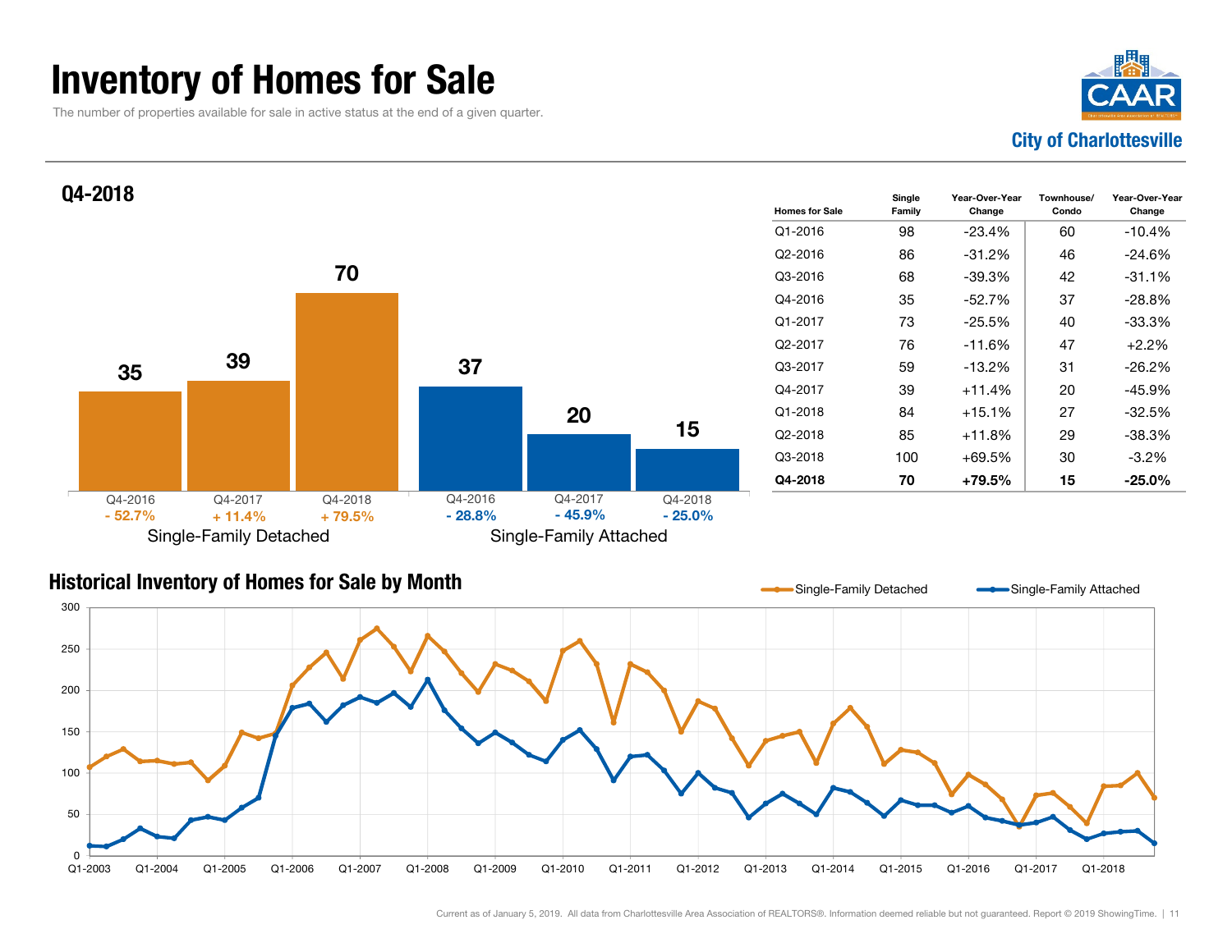# Inventory of Homes for Sale

The number of properties available for sale in active status at the end of a given quarter.

City of Charlottesville

## Q4-2018

| | Q4-2016 | Q4-2017 | Q4-2018 |
|---|---|---|---|
| Single-Family Detached | 35 (- 52.7%) | 39 (+ 11.4%) | 70 (+ 79.5%) |
| Single-Family Attached | 37 (- 28.8%) | 20 (- 45.9%) | 15 (- 25.0%) |

| Homes for Sale | Single Family | Year-Over-Year Change | Townhouse/ Condo | Year-Over-Year Change |
|---|---|---|---|---|
| Q1-2016 | 98 | -23.4% | 60 | -10.4% |
| Q2-2016 | 86 | -31.2% | 46 | -24.6% |
| Q3-2016 | 68 | -39.3% | 42 | -31.1% |
| Q4-2016 | 35 | -52.7% | 37 | -28.8% |
| Q1-2017 | 73 | -25.5% | 40 | -33.3% |
| Q2-2017 | 76 | -11.6% | 47 | +2.2% |
| Q3-2017 | 59 | -13.2% | 31 | -26.2% |
| Q4-2017 | 39 | +11.4% | 20 | -45.9% |
| Q1-2018 | 84 | +15.1% | 27 | -32.5% |
| Q2-2018 | 85 | +11.8% | 29 | -38.3% |
| Q3-2018 | 100 | +69.5% | 30 | -3.2% |
| **Q4-2018** | **70** | **+79.5%** | **15** | **-25.0%** |

## Historical Inventory of Homes for Sale by Month

Single-Family Detached | Single-Family Attached

Current as of January 5, 2019. All data from Charlottesville Area Association of REALTORS®. Information deemed reliable but not guaranteed. Report © 2019 ShowingTime.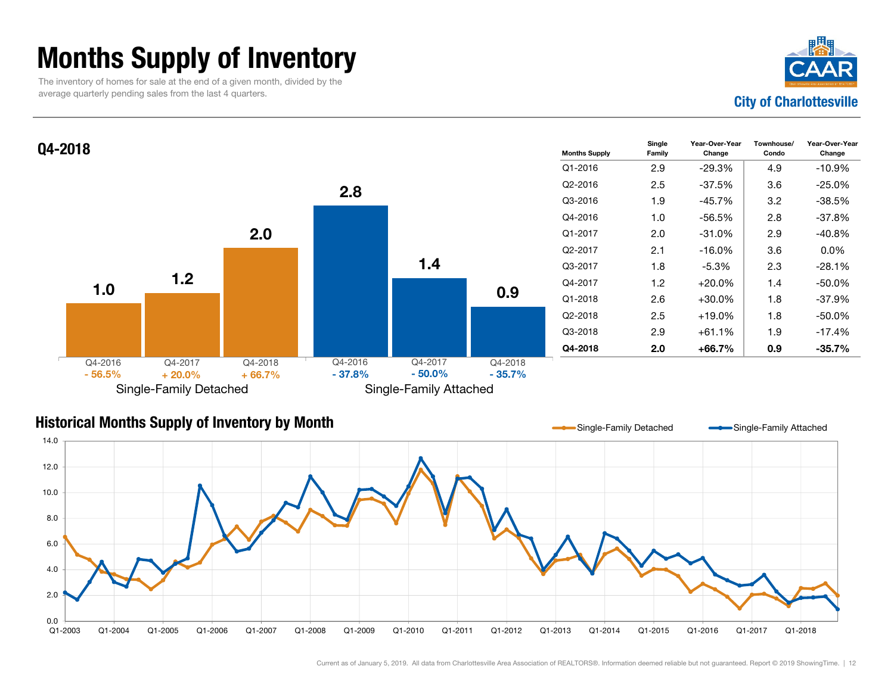# Months Supply of Inventory

The inventory of homes for sale at the end of a given month, divided by the average quarterly pending sales from the last 4 quarters.

**City of Charlottesville**

## Q4-2018

| | Q4-2016 | Q4-2017 | Q4-2018 |
|---|---|---|---|
| Single-Family Detached | 1.0 (- 56.5%) | 1.2 (+ 20.0%) | 2.0 (+ 66.7%) |
| Single-Family Attached | 2.8 (- 37.8%) | 1.4 (- 50.0%) | 0.9 (- 35.7%) |

| Months Supply | Single Family | Year-Over-Year Change | Townhouse/ Condo | Year-Over-Year Change |
|---|---|---|---|---|
| Q1-2016 | 2.9 | -29.3% | 4.9 | -10.9% |
| Q2-2016 | 2.5 | -37.5% | 3.6 | -25.0% |
| Q3-2016 | 1.9 | -45.7% | 3.2 | -38.5% |
| Q4-2016 | 1.0 | -56.5% | 2.8 | -37.8% |
| Q1-2017 | 2.0 | -31.0% | 2.9 | -40.8% |
| Q2-2017 | 2.1 | -16.0% | 3.6 | 0.0% |
| Q3-2017 | 1.8 | -5.3% | 2.3 | -28.1% |
| Q4-2017 | 1.2 | +20.0% | 1.4 | -50.0% |
| Q1-2018 | 2.6 | +30.0% | 1.8 | -37.9% |
| Q2-2018 | 2.5 | +19.0% | 1.8 | -50.0% |
| Q3-2018 | 2.9 | +61.1% | 1.9 | -17.4% |
| **Q4-2018** | **2.0** | **+66.7%** | **0.9** | **-35.7%** |

## Historical Months Supply of Inventory by Month

Single-Family Detached — Single-Family Attached

Current as of January 5, 2019. All data from Charlottesville Area Association of REALTORS®. Information deemed reliable but not guaranteed. Report © 2019 ShowingTime.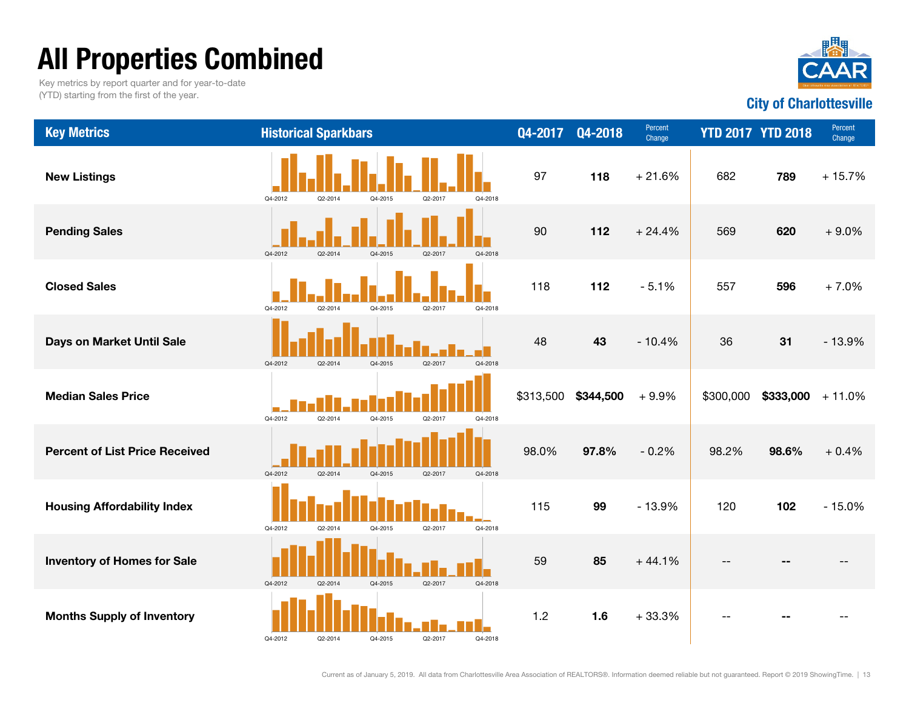# All Properties Combined

Key metrics by report quarter and for year-to-date (YTD) starting from the first of the year.

City of Charlottesville

| Key Metrics | Historical Sparkbars | Q4-2017 | Q4-2018 | Percent Change | YTD 2017 | YTD 2018 | Percent Change |
|---|---|---|---|---|---|---|---|
| New Listings | Q4-2012 Q2-2014 Q4-2015 Q2-2017 Q4-2018 | 97 | **118** | + 21.6% | 682 | **789** | + 15.7% |
| Pending Sales | Q4-2012 Q2-2014 Q4-2015 Q2-2017 Q4-2018 | 90 | **112** | + 24.4% | 569 | **620** | + 9.0% |
| Closed Sales | Q4-2012 Q2-2014 Q4-2015 Q2-2017 Q4-2018 | 118 | **112** | - 5.1% | 557 | **596** | + 7.0% |
| Days on Market Until Sale | Q4-2012 Q2-2014 Q4-2015 Q2-2017 Q4-2018 | 48 | **43** | - 10.4% | 36 | **31** | - 13.9% |
| Median Sales Price | Q4-2012 Q2-2014 Q4-2015 Q2-2017 Q4-2018 | $313,500 | **$344,500** | + 9.9% | $300,000 | **$333,000** | + 11.0% |
| Percent of List Price Received | Q4-2012 Q2-2014 Q4-2015 Q2-2017 Q4-2018 | 98.0% | **97.8%** | - 0.2% | 98.2% | **98.6%** | + 0.4% |
| Housing Affordability Index | Q4-2012 Q2-2014 Q4-2015 Q2-2017 Q4-2018 | 115 | **99** | - 13.9% | 120 | **102** | - 15.0% |
| Inventory of Homes for Sale | Q4-2012 Q2-2014 Q4-2015 Q2-2017 Q4-2018 | 59 | **85** | + 44.1% | -- | **--** | -- |
| Months Supply of Inventory | Q4-2012 Q2-2014 Q4-2015 Q2-2017 Q4-2018 | 1.2 | **1.6** | + 33.3% | -- | **--** | -- |

Current as of January 5, 2019. All data from Charlottesville Area Association of REALTORS®. Information deemed reliable but not guaranteed. Report © 2019 ShowingTime.